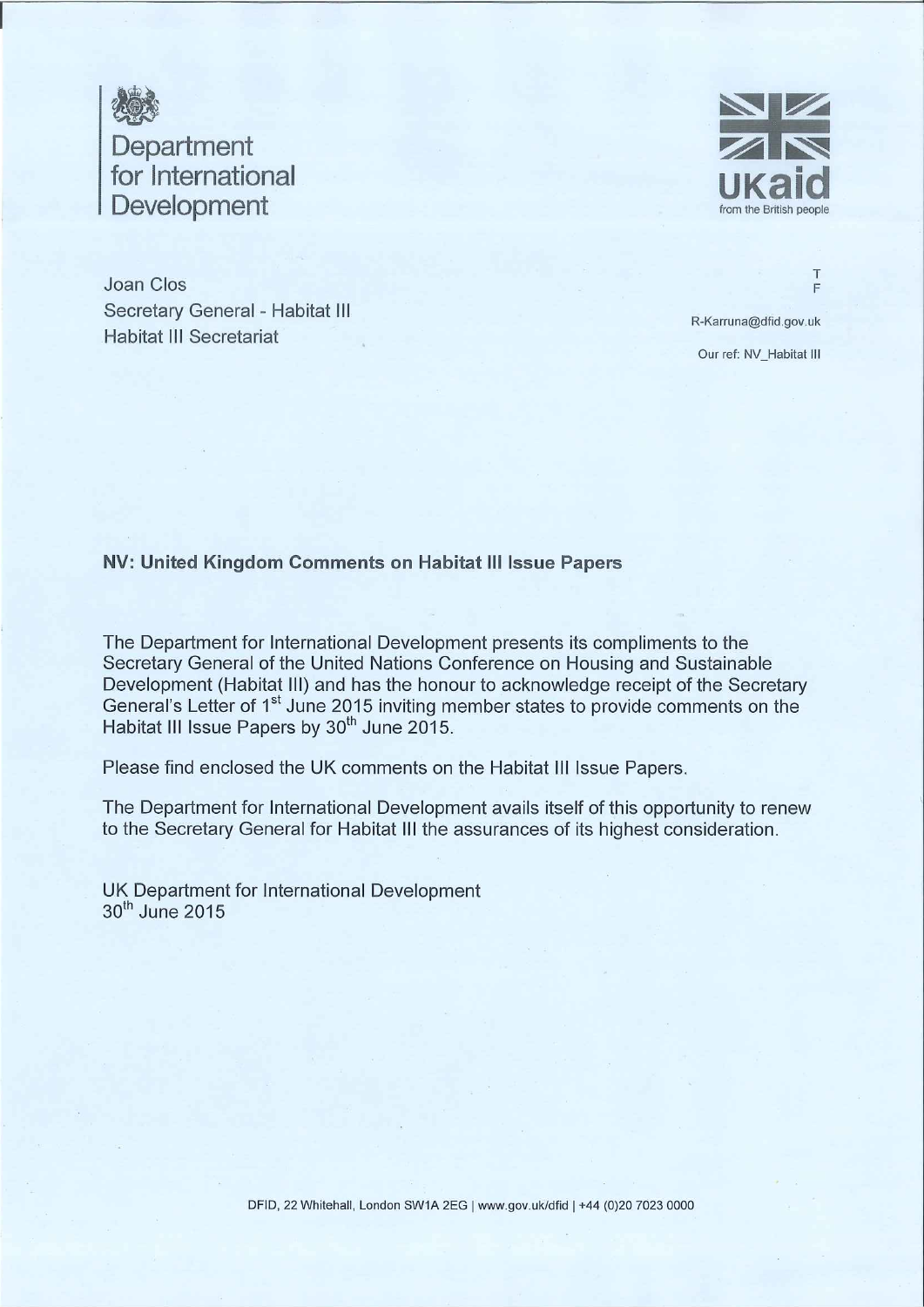Department for International Development

UKaid from the British people

Joan Clos
Secretary General - Habitat III
Habitat III Secretariat

T
F
R-Karruna@dfid.gov.uk
Our ref: NV_Habitat III

**NV: United Kingdom Comments on Habitat III Issue Papers**

The Department for International Development presents its compliments to the Secretary General of the United Nations Conference on Housing and Sustainable Development (Habitat III) and has the honour to acknowledge receipt of the Secretary General's Letter of 1st June 2015 inviting member states to provide comments on the Habitat III Issue Papers by 30th June 2015.

Please find enclosed the UK comments on the Habitat III Issue Papers.

The Department for International Development avails itself of this opportunity to renew to the Secretary General for Habitat III the assurances of its highest consideration.

UK Department for International Development
30th June 2015

DFID, 22 Whitehall, London SW1A 2EG | www.gov.uk/dfid | +44 (0)20 7023 0000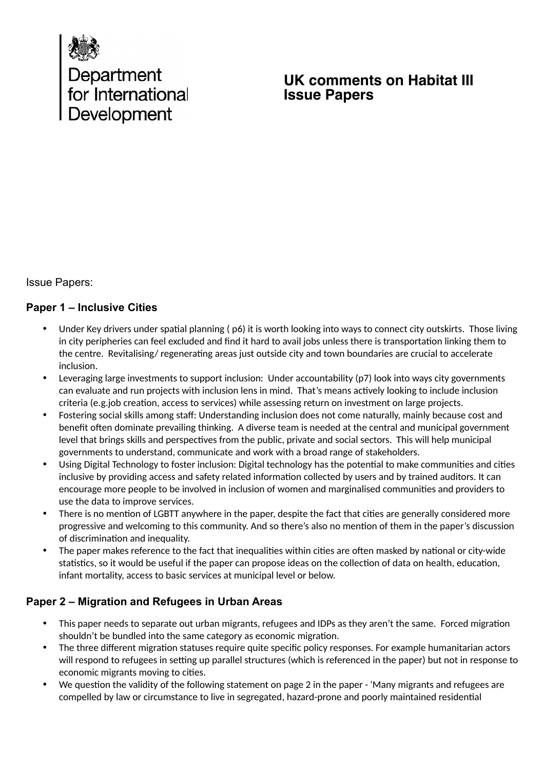Department for International Development

# UK comments on Habitat III Issue Papers

Issue Papers:

## Paper 1 – Inclusive Cities

- Under Key drivers under spatial planning ( p6) it is worth looking into ways to connect city outskirts. Those living in city peripheries can feel excluded and find it hard to avail jobs unless there is transportation linking them to the centre. Revitalising/ regenerating areas just outside city and town boundaries are crucial to accelerate inclusion.
- Leveraging large investments to support inclusion: Under accountability (p7) look into ways city governments can evaluate and run projects with inclusion lens in mind. That's means actively looking to include inclusion criteria (e.g.job creation, access to services) while assessing return on investment on large projects.
- Fostering social skills among staff: Understanding inclusion does not come naturally, mainly because cost and benefit often dominate prevailing thinking. A diverse team is needed at the central and municipal government level that brings skills and perspectives from the public, private and social sectors. This will help municipal governments to understand, communicate and work with a broad range of stakeholders.
- Using Digital Technology to foster inclusion: Digital technology has the potential to make communities and cities inclusive by providing access and safety related information collected by users and by trained auditors. It can encourage more people to be involved in inclusion of women and marginalised communities and providers to use the data to improve services.
- There is no mention of LGBTT anywhere in the paper, despite the fact that cities are generally considered more progressive and welcoming to this community. And so there's also no mention of them in the paper's discussion of discrimination and inequality.
- The paper makes reference to the fact that inequalities within cities are often masked by national or city-wide statistics, so it would be useful if the paper can propose ideas on the collection of data on health, education, infant mortality, access to basic services at municipal level or below.

## Paper 2 – Migration and Refugees in Urban Areas

- This paper needs to separate out urban migrants, refugees and IDPs as they aren't the same. Forced migration shouldn't be bundled into the same category as economic migration.
- The three different migration statuses require quite specific policy responses. For example humanitarian actors will respond to refugees in setting up parallel structures (which is referenced in the paper) but not in response to economic migrants moving to cities.
- We question the validity of the following statement on page 2 in the paper - 'Many migrants and refugees are compelled by law or circumstance to live in segregated, hazard-prone and poorly maintained residential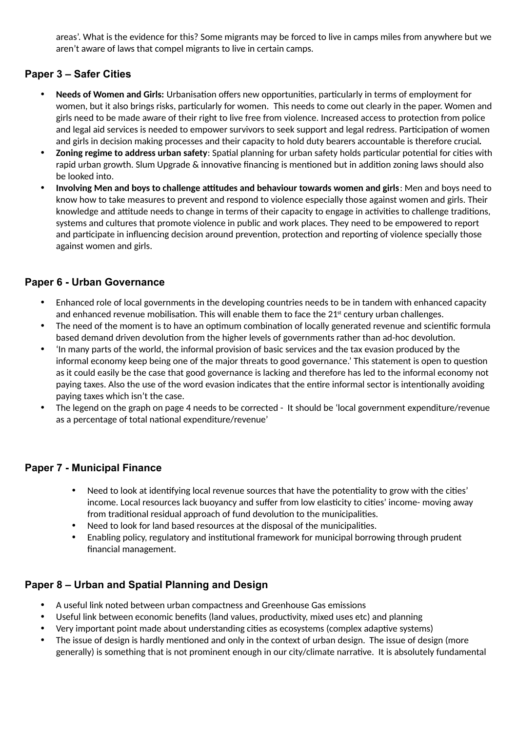areas'. What is the evidence for this? Some migrants may be forced to live in camps miles from anywhere but we aren't aware of laws that compel migrants to live in certain camps.

## Paper 3 – Safer Cities

- **Needs of Women and Girls:** Urbanisation offers new opportunities, particularly in terms of employment for women, but it also brings risks, particularly for women. This needs to come out clearly in the paper. Women and girls need to be made aware of their right to live free from violence. Increased access to protection from police and legal aid services is needed to empower survivors to seek support and legal redress. Participation of women and girls in decision making processes and their capacity to hold duty bearers accountable is therefore crucial**.**
- **Zoning regime to address urban safety**: Spatial planning for urban safety holds particular potential for cities with rapid urban growth. Slum Upgrade & innovative financing is mentioned but in addition zoning laws should also be looked into.
- **Involving Men and boys to challenge attitudes and behaviour towards women and girls**: Men and boys need to know how to take measures to prevent and respond to violence especially those against women and girls. Their knowledge and attitude needs to change in terms of their capacity to engage in activities to challenge traditions, systems and cultures that promote violence in public and work places. They need to be empowered to report and participate in influencing decision around prevention, protection and reporting of violence specially those against women and girls.

## Paper 6 - Urban Governance

- Enhanced role of local governments in the developing countries needs to be in tandem with enhanced capacity and enhanced revenue mobilisation. This will enable them to face the 21st century urban challenges.
- The need of the moment is to have an optimum combination of locally generated revenue and scientific formula based demand driven devolution from the higher levels of governments rather than ad-hoc devolution.
- 'In many parts of the world, the informal provision of basic services and the tax evasion produced by the informal economy keep being one of the major threats to good governance.' This statement is open to question as it could easily be the case that good governance is lacking and therefore has led to the informal economy not paying taxes. Also the use of the word evasion indicates that the entire informal sector is intentionally avoiding paying taxes which isn't the case.
- The legend on the graph on page 4 needs to be corrected - It should be 'local government expenditure/revenue as a percentage of total national expenditure/revenue'

## Paper 7 - Municipal Finance

- Need to look at identifying local revenue sources that have the potentiality to grow with the cities' income. Local resources lack buoyancy and suffer from low elasticity to cities' income- moving away from traditional residual approach of fund devolution to the municipalities.
- Need to look for land based resources at the disposal of the municipalities.
- Enabling policy, regulatory and institutional framework for municipal borrowing through prudent financial management.

## Paper 8 – Urban and Spatial Planning and Design

- A useful link noted between urban compactness and Greenhouse Gas emissions
- Useful link between economic benefits (land values, productivity, mixed uses etc) and planning
- Very important point made about understanding cities as ecosystems (complex adaptive systems)
- The issue of design is hardly mentioned and only in the context of urban design. The issue of design (more generally) is something that is not prominent enough in our city/climate narrative. It is absolutely fundamental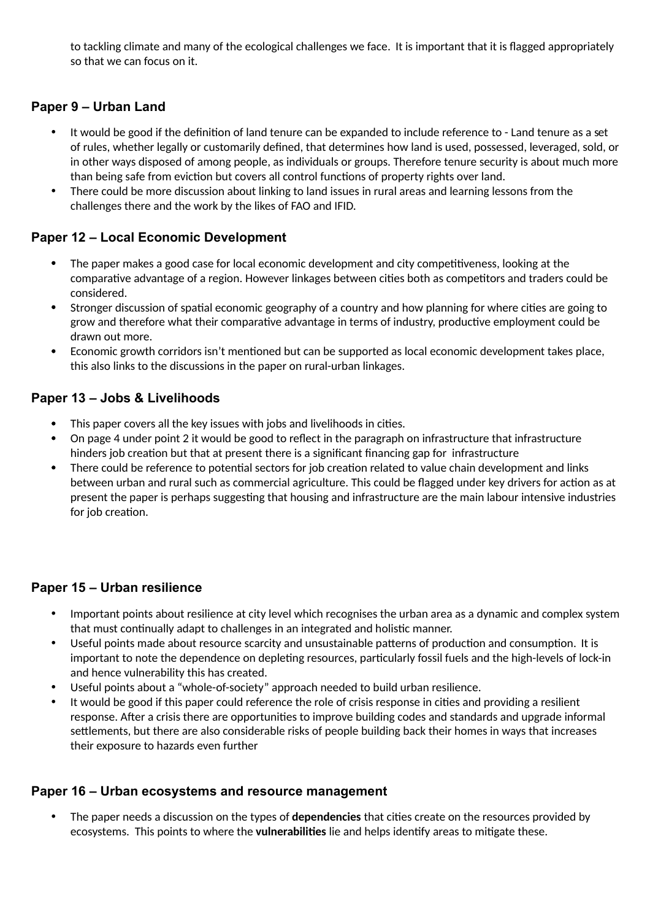to tackling climate and many of the ecological challenges we face. It is important that it is flagged appropriately so that we can focus on it.

## Paper 9 – Urban Land

- It would be good if the definition of land tenure can be expanded to include reference to - Land tenure as a set of rules, whether legally or customarily defined, that determines how land is used, possessed, leveraged, sold, or in other ways disposed of among people, as individuals or groups. Therefore tenure security is about much more than being safe from eviction but covers all control functions of property rights over land.
- There could be more discussion about linking to land issues in rural areas and learning lessons from the challenges there and the work by the likes of FAO and IFID.

## Paper 12 – Local Economic Development

- The paper makes a good case for local economic development and city competitiveness, looking at the comparative advantage of a region. However linkages between cities both as competitors and traders could be considered.
- Stronger discussion of spatial economic geography of a country and how planning for where cities are going to grow and therefore what their comparative advantage in terms of industry, productive employment could be drawn out more.
- Economic growth corridors isn't mentioned but can be supported as local economic development takes place, this also links to the discussions in the paper on rural-urban linkages.

## Paper 13 – Jobs & Livelihoods

- This paper covers all the key issues with jobs and livelihoods in cities.
- On page 4 under point 2 it would be good to reflect in the paragraph on infrastructure that infrastructure hinders job creation but that at present there is a significant financing gap for infrastructure
- There could be reference to potential sectors for job creation related to value chain development and links between urban and rural such as commercial agriculture. This could be flagged under key drivers for action as at present the paper is perhaps suggesting that housing and infrastructure are the main labour intensive industries for job creation.

## Paper 15 – Urban resilience

- Important points about resilience at city level which recognises the urban area as a dynamic and complex system that must continually adapt to challenges in an integrated and holistic manner.
- Useful points made about resource scarcity and unsustainable patterns of production and consumption. It is important to note the dependence on depleting resources, particularly fossil fuels and the high-levels of lock-in and hence vulnerability this has created.
- Useful points about a "whole-of-society" approach needed to build urban resilience.
- It would be good if this paper could reference the role of crisis response in cities and providing a resilient response. After a crisis there are opportunities to improve building codes and standards and upgrade informal settlements, but there are also considerable risks of people building back their homes in ways that increases their exposure to hazards even further

## Paper 16 – Urban ecosystems and resource management

- The paper needs a discussion on the types of **dependencies** that cities create on the resources provided by ecosystems. This points to where the **vulnerabilities** lie and helps identify areas to mitigate these.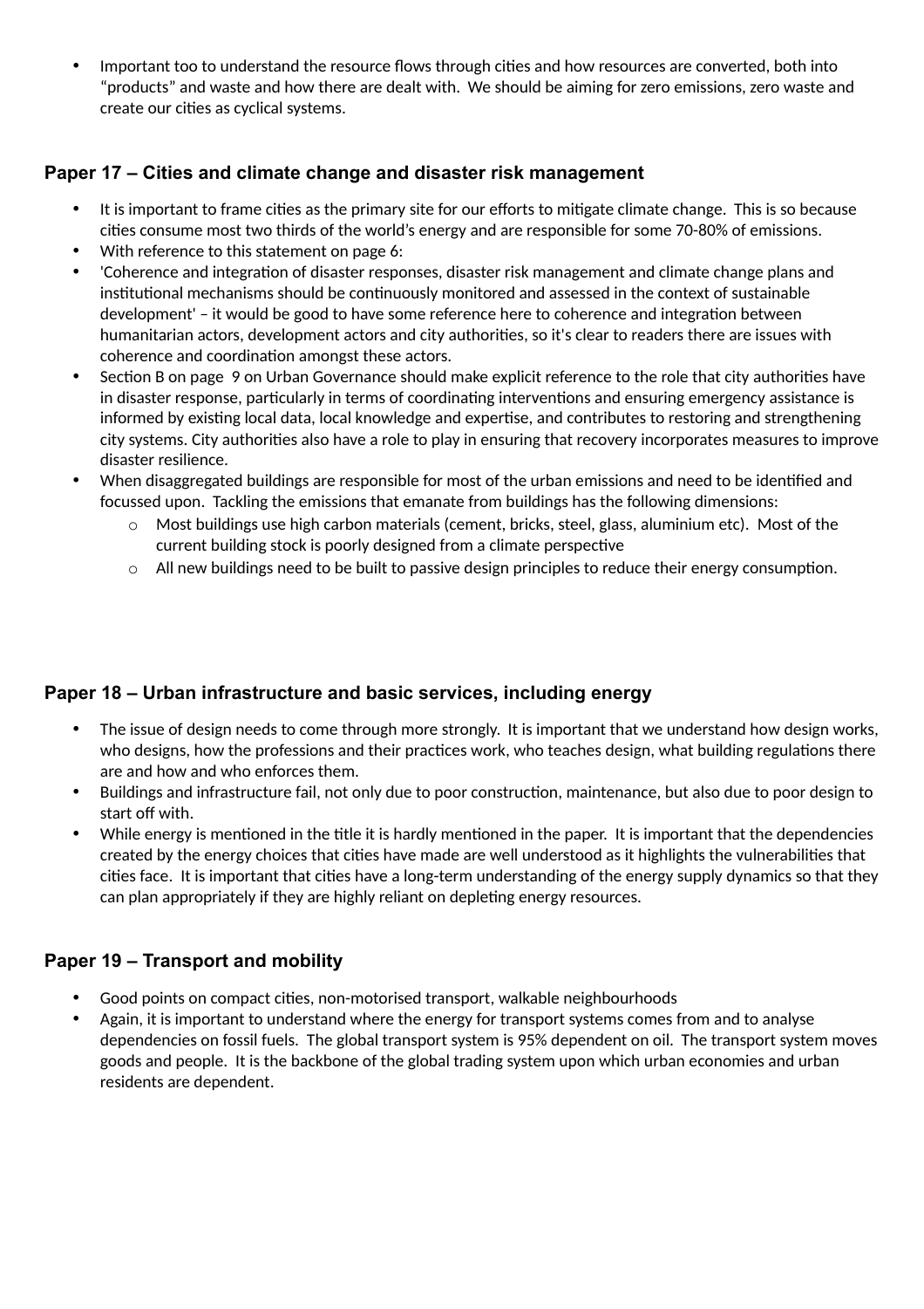- Important too to understand the resource flows through cities and how resources are converted, both into “products” and waste and how there are dealt with. We should be aiming for zero emissions, zero waste and create our cities as cyclical systems.

## Paper 17 – Cities and climate change and disaster risk management

- It is important to frame cities as the primary site for our efforts to mitigate climate change. This is so because cities consume most two thirds of the world’s energy and are responsible for some 70-80% of emissions.
- With reference to this statement on page 6:
- 'Coherence and integration of disaster responses, disaster risk management and climate change plans and institutional mechanisms should be continuously monitored and assessed in the context of sustainable development' – it would be good to have some reference here to coherence and integration between humanitarian actors, development actors and city authorities, so it's clear to readers there are issues with coherence and coordination amongst these actors.
- Section B on page 9 on Urban Governance should make explicit reference to the role that city authorities have in disaster response, particularly in terms of coordinating interventions and ensuring emergency assistance is informed by existing local data, local knowledge and expertise, and contributes to restoring and strengthening city systems. City authorities also have a role to play in ensuring that recovery incorporates measures to improve disaster resilience.
- When disaggregated buildings are responsible for most of the urban emissions and need to be identified and focussed upon. Tackling the emissions that emanate from buildings has the following dimensions:
  - Most buildings use high carbon materials (cement, bricks, steel, glass, aluminium etc). Most of the current building stock is poorly designed from a climate perspective
  - All new buildings need to be built to passive design principles to reduce their energy consumption.

## Paper 18 – Urban infrastructure and basic services, including energy

- The issue of design needs to come through more strongly. It is important that we understand how design works, who designs, how the professions and their practices work, who teaches design, what building regulations there are and how and who enforces them.
- Buildings and infrastructure fail, not only due to poor construction, maintenance, but also due to poor design to start off with.
- While energy is mentioned in the title it is hardly mentioned in the paper. It is important that the dependencies created by the energy choices that cities have made are well understood as it highlights the vulnerabilities that cities face. It is important that cities have a long-term understanding of the energy supply dynamics so that they can plan appropriately if they are highly reliant on depleting energy resources.

## Paper 19 – Transport and mobility

- Good points on compact cities, non-motorised transport, walkable neighbourhoods
- Again, it is important to understand where the energy for transport systems comes from and to analyse dependencies on fossil fuels. The global transport system is 95% dependent on oil. The transport system moves goods and people. It is the backbone of the global trading system upon which urban economies and urban residents are dependent.